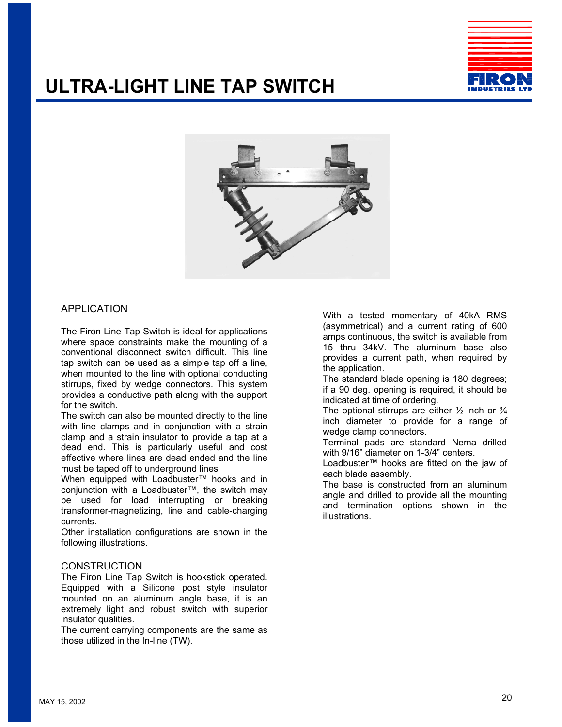# ULTRA-LIGHT LINE TAP SWITCH

## APPLICATION

The Firon Line Tap Switch is ideal for applications where space constraints make the mounting of a conventional disconnect switch difficult. This line tap switch can be used as a simple tap off a line, when mounted to the line with optional conducting stirrups, fixed by wedge connectors. This system provides a conductive path along with the support for the switch.

The switch can also be mounted directly to the line with line clamps and in conjunction with a strain clamp and a strain insulator to provide a tap at a dead end. This is particularly useful and cost effective where lines are dead ended and the line must be taped off to underground lines

When equipped with Loadbuster™ hooks and in conjunction with a Loadbuster™, the switch may be used for load interrupting or breaking transformer-magnetizing, line and cable-charging currents.

Other installation configurations are shown in the following illustrations.

## CONSTRUCTION

The Firon Line Tap Switch is hookstick operated. Equipped with a Silicone post style insulator mounted on an aluminum angle base, it is an extremely light and robust switch with superior insulator qualities.

The current carrying components are the same as those utilized in the In-line (TW).

With a tested momentary of 40kA RMS (asymmetrical) and a current rating of 600 amps continuous, the switch is available from 15 thru 34kV. The aluminum base also provides a current path, when required by the application.

The standard blade opening is 180 degrees; if a 90 deg. opening is required, it should be indicated at time of ordering.

The optional stirrups are either ½ inch or ¾ inch diameter to provide for a range of wedge clamp connectors.

Terminal pads are standard Nema drilled with 9/16" diameter on 1-3/4" centers.

Loadbuster™ hooks are fitted on the jaw of each blade assembly.

The base is constructed from an aluminum angle and drilled to provide all the mounting and termination options shown in the illustrations.

MAY 15, 2002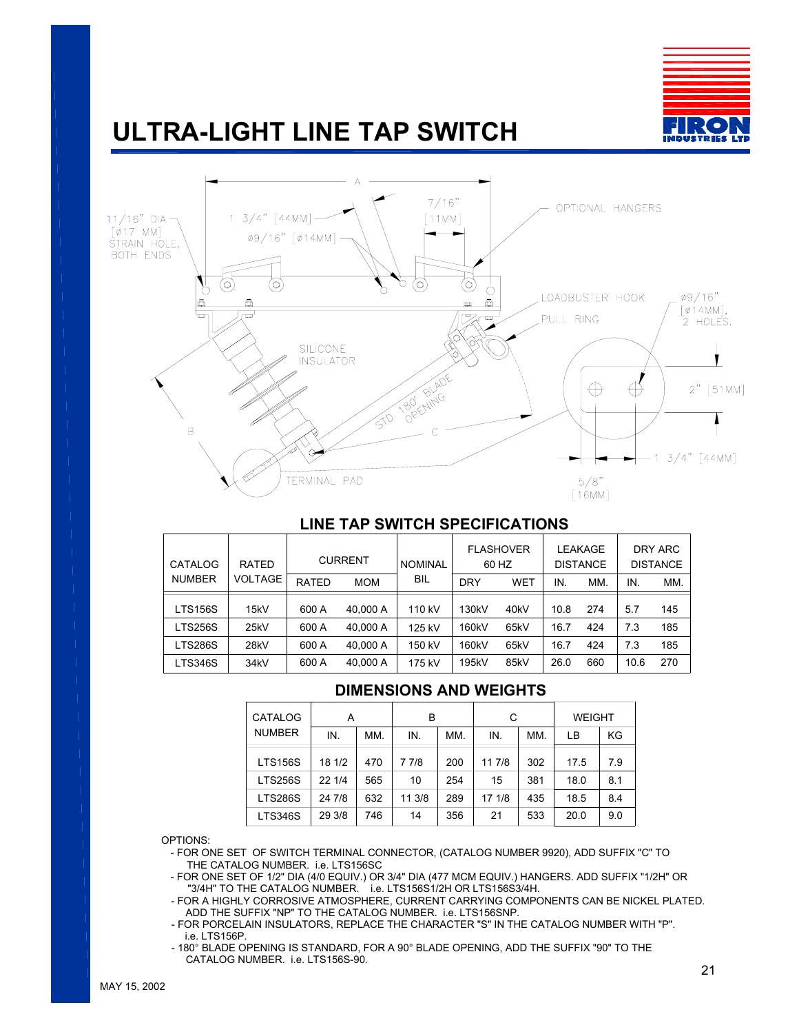# ULTRA-LIGHT LINE TAP SWITCH

## LINE TAP SWITCH SPECIFICATIONS

| CATALOG NUMBER | RATED VOLTAGE | CURRENT | | NOMINAL BIL | FLASHOVER 60 HZ | | LEAKAGE DISTANCE | | DRY ARC DISTANCE | |
|---|---|---|---|---|---|---|---|---|---|---|
| | | RATED | MOM | | DRY | WET | IN. | MM. | IN. | MM. |
| LTS156S | 15kV | 600 A | 40,000 A | 110 kV | 130kV | 40kV | 10.8 | 274 | 5.7 | 145 |
| LTS256S | 25kV | 600 A | 40,000 A | 125 kV | 160kV | 65kV | 16.7 | 424 | 7.3 | 185 |
| LTS286S | 28kV | 600 A | 40,000 A | 150 kV | 160kV | 65kV | 16.7 | 424 | 7.3 | 185 |
| LTS346S | 34kV | 600 A | 40,000 A | 175 kV | 195kV | 85kV | 26.0 | 660 | 10.6 | 270 |

## DIMENSIONS AND WEIGHTS

| CATALOG NUMBER | A | | B | | C | | WEIGHT | |
|---|---|---|---|---|---|---|---|---|
| | IN. | MM. | IN. | MM. | IN. | MM. | LB | KG |
| LTS156S | 18 1/2 | 470 | 7 7/8 | 200 | 11 7/8 | 302 | 17.5 | 7.9 |
| LTS256S | 22 1/4 | 565 | 10 | 254 | 15 | 381 | 18.0 | 8.1 |
| LTS286S | 24 7/8 | 632 | 11 3/8 | 289 | 17 1/8 | 435 | 18.5 | 8.4 |
| LTS346S | 29 3/8 | 746 | 14 | 356 | 21 | 533 | 20.0 | 9.0 |

OPTIONS:

- FOR ONE SET OF SWITCH TERMINAL CONNECTOR, (CATALOG NUMBER 9920), ADD SUFFIX "C" TO THE CATALOG NUMBER. i.e. LTS156SC
- FOR ONE SET OF 1/2" DIA (4/0 EQUIV.) OR 3/4" DIA (477 MCM EQUIV.) HANGERS. ADD SUFFIX "1/2H" OR "3/4H" TO THE CATALOG NUMBER. i.e. LTS156S1/2H OR LTS156S3/4H.
- FOR A HIGHLY CORROSIVE ATMOSPHERE, CURRENT CARRYING COMPONENTS CAN BE NICKEL PLATED. ADD THE SUFFIX "NP" TO THE CATALOG NUMBER. i.e. LTS156SNP.
- FOR PORCELAIN INSULATORS, REPLACE THE CHARACTER "S" IN THE CATALOG NUMBER WITH "P". i.e. LTS156P.
- 180° BLADE OPENING IS STANDARD, FOR A 90° BLADE OPENING, ADD THE SUFFIX "90" TO THE CATALOG NUMBER. i.e. LTS156S-90.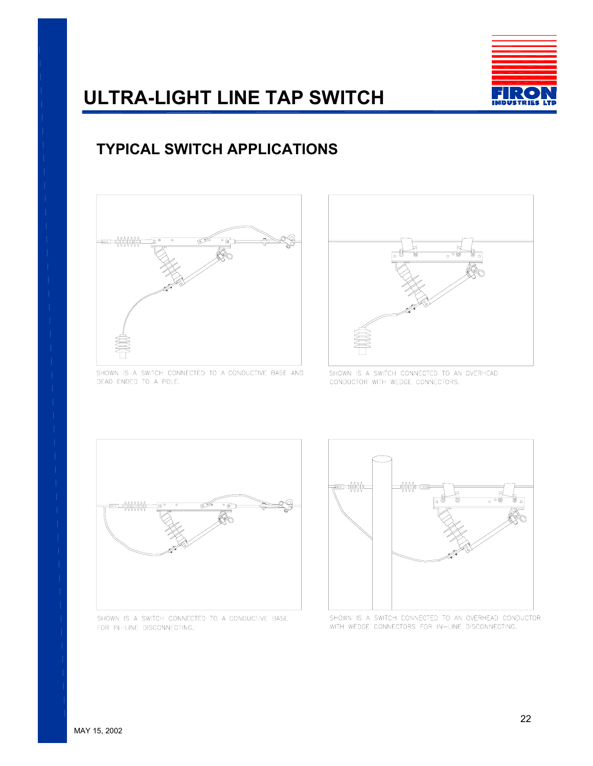# ULTRA-LIGHT LINE TAP SWITCH

## TYPICAL SWITCH APPLICATIONS

SHOWN IS A SWITCH CONNECTED TO A CONDUCTIVE BASE AND DEAD ENDED TO A POLE.

SHOWN IS A SWITCH CONNECTED TO AN OVERHEAD CONDUCTOR WITH WEDGE CONNECTORS.

SHOWN IS A SWITCH CONNECTED TO A CONDUCTIVE BASE FOR IN-LINE DISCONNECTING.

SHOWN IS A SWITCH CONNECTED TO AN OVERHEAD CONDUCTOR WITH WEDGE CONNECTORS FOR IN-LINE DISCONNECTING.

MAY 15, 2002